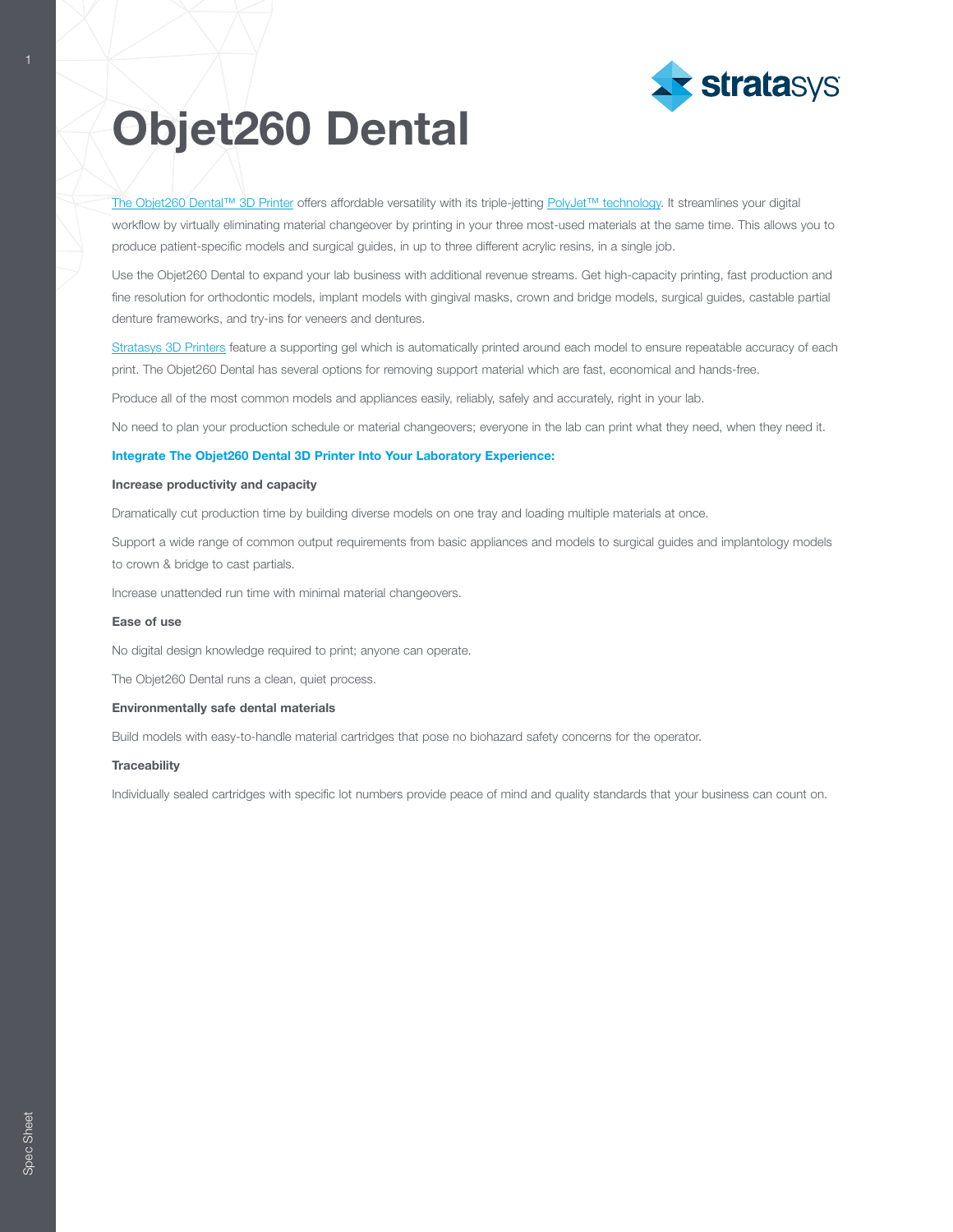# Objet260 Dental

The Objet260 Dental™ 3D Printer offers affordable versatility with its triple-jetting PolyJet™ technology. It streamlines your digital workflow by virtually eliminating material changeover by printing in your three most-used materials at the same time. This allows you to produce patient-specific models and surgical guides, in up to three different acrylic resins, in a single job.

Use the Objet260 Dental to expand your lab business with additional revenue streams. Get high-capacity printing, fast production and fine resolution for orthodontic models, implant models with gingival masks, crown and bridge models, surgical guides, castable partial denture frameworks, and try-ins for veneers and dentures.

Stratasys 3D Printers feature a supporting gel which is automatically printed around each model to ensure repeatable accuracy of each print. The Objet260 Dental has several options for removing support material which are fast, economical and hands-free.

Produce all of the most common models and appliances easily, reliably, safely and accurately, right in your lab.

No need to plan your production schedule or material changeovers; everyone in the lab can print what they need, when they need it.

## Integrate The Objet260 Dental 3D Printer Into Your Laboratory Experience:

### Increase productivity and capacity

Dramatically cut production time by building diverse models on one tray and loading multiple materials at once.

Support a wide range of common output requirements from basic appliances and models to surgical guides and implantology models to crown & bridge to cast partials.

Increase unattended run time with minimal material changeovers.

### Ease of use

No digital design knowledge required to print; anyone can operate.

The Objet260 Dental runs a clean, quiet process.

### Environmentally safe dental materials

Build models with easy-to-handle material cartridges that pose no biohazard safety concerns for the operator.

### Traceability

Individually sealed cartridges with specific lot numbers provide peace of mind and quality standards that your business can count on.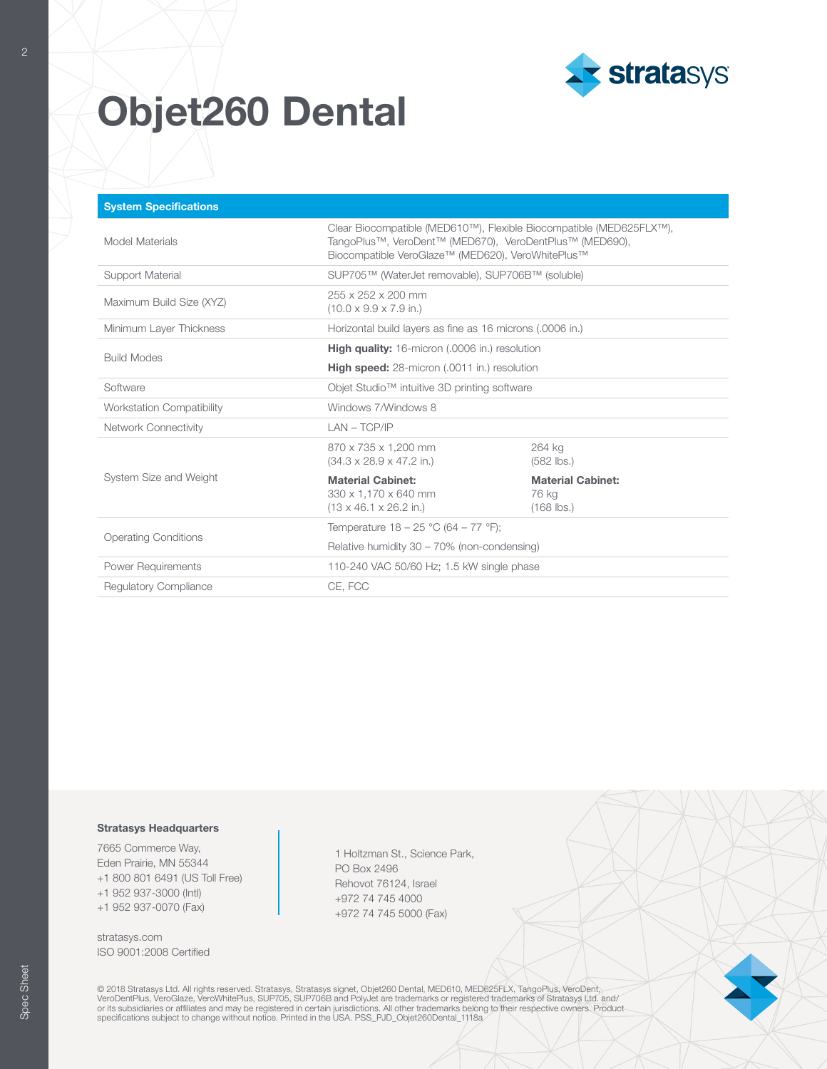# Objet260 Dental

| System Specifications | | |
|---|---|---|
| Model Materials | Clear Biocompatible (MED610™), Flexible Biocompatible (MED625FLX™), TangoPlus™, VeroDent™ (MED670), VeroDentPlus™ (MED690), Biocompatible VeroGlaze™ (MED620), VeroWhitePlus™ | |
| Support Material | SUP705™ (WaterJet removable), SUP706B™ (soluble) | |
| Maximum Build Size (XYZ) | 255 x 252 x 200 mm<br>(10.0 x 9.9 x 7.9 in.) | |
| Minimum Layer Thickness | Horizontal build layers as fine as 16 microns (.0006 in.) | |
| Build Modes | **High quality:** 16-micron (.0006 in.) resolution<br>**High speed:** 28-micron (.0011 in.) resolution | |
| Software | Objet Studio™ intuitive 3D printing software | |
| Workstation Compatibility | Windows 7/Windows 8 | |
| Network Connectivity | LAN – TCP/IP | |
| System Size and Weight | 870 x 735 x 1,200 mm<br>(34.3 x 28.9 x 47.2 in.)<br>**Material Cabinet:**<br>330 x 1,170 x 640 mm<br>(13 x 46.1 x 26.2 in.) | 264 kg<br>(582 lbs.)<br>**Material Cabinet:**<br>76 kg<br>(168 lbs.) |
| Operating Conditions | Temperature 18 – 25 °C (64 – 77 °F);<br>Relative humidity 30 – 70% (non-condensing) | |
| Power Requirements | 110-240 VAC 50/60 Hz; 1.5 kW single phase | |
| Regulatory Compliance | CE, FCC | |

**Stratasys Headquarters**

7665 Commerce Way,
Eden Prairie, MN 55344
+1 800 801 6491 (US Toll Free)
+1 952 937-3000 (Intl)
+1 952 937-0070 (Fax)

1 Holtzman St., Science Park,
PO Box 2496
Rehovot 76124, Israel
+972 74 745 4000
+972 74 745 5000 (Fax)

stratasys.com
ISO 9001:2008 Certified

© 2018 Stratasys Ltd. All rights reserved. Stratasys, Stratasys signet, Objet260 Dental, MED610, MED625FLX, TangoPlus, VeroDent, VeroDentPlus, VeroGlaze, VeroWhitePlus, SUP705, SUP706B and PolyJet are trademarks or registered trademarks of Stratasys Ltd. and/or its subsidiaries or affiliates and may be registered in certain jurisdictions. All other trademarks belong to their respective owners. Product specifications subject to change without notice. Printed in the USA. PSS_PJD_Objet260Dental_1118a